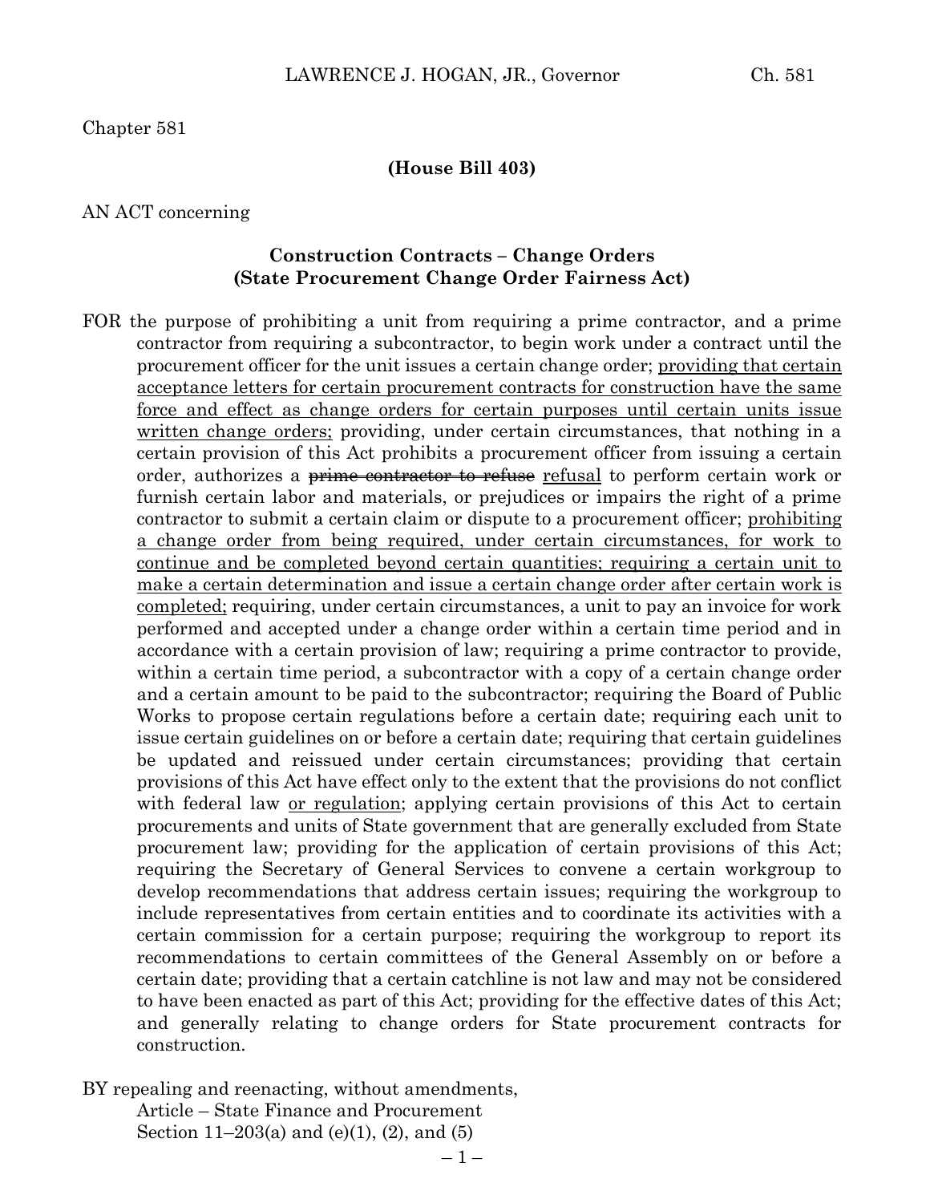Chapter 581

**(House Bill 403)**

AN ACT concerning

**Construction Contracts – Change Orders**
**(State Procurement Change Order Fairness Act)**

FOR the purpose of prohibiting a unit from requiring a prime contractor, and a prime contractor from requiring a subcontractor, to begin work under a contract until the procurement officer for the unit issues a certain change order; <u>providing that certain acceptance letters for certain procurement contracts for construction have the same force and effect as change orders for certain purposes until certain units issue written change orders;</u> providing, under certain circumstances, that nothing in a certain provision of this Act prohibits a procurement officer from issuing a certain order, authorizes a ~~prime contractor to refuse~~ <u>refusal</u> to perform certain work or furnish certain labor and materials, or prejudices or impairs the right of a prime contractor to submit a certain claim or dispute to a procurement officer; <u>prohibiting a change order from being required, under certain circumstances, for work to continue and be completed beyond certain quantities; requiring a certain unit to make a certain determination and issue a certain change order after certain work is completed;</u> requiring, under certain circumstances, a unit to pay an invoice for work performed and accepted under a change order within a certain time period and in accordance with a certain provision of law; requiring a prime contractor to provide, within a certain time period, a subcontractor with a copy of a certain change order and a certain amount to be paid to the subcontractor; requiring the Board of Public Works to propose certain regulations before a certain date; requiring each unit to issue certain guidelines on or before a certain date; requiring that certain guidelines be updated and reissued under certain circumstances; providing that certain provisions of this Act have effect only to the extent that the provisions do not conflict with federal law <u>or regulation</u>; applying certain provisions of this Act to certain procurements and units of State government that are generally excluded from State procurement law; providing for the application of certain provisions of this Act; requiring the Secretary of General Services to convene a certain workgroup to develop recommendations that address certain issues; requiring the workgroup to include representatives from certain entities and to coordinate its activities with a certain commission for a certain purpose; requiring the workgroup to report its recommendations to certain committees of the General Assembly on or before a certain date; providing that a certain catchline is not law and may not be considered to have been enacted as part of this Act; providing for the effective dates of this Act; and generally relating to change orders for State procurement contracts for construction.

BY repealing and reenacting, without amendments,
Article – State Finance and Procurement
Section 11–203(a) and (e)(1), (2), and (5)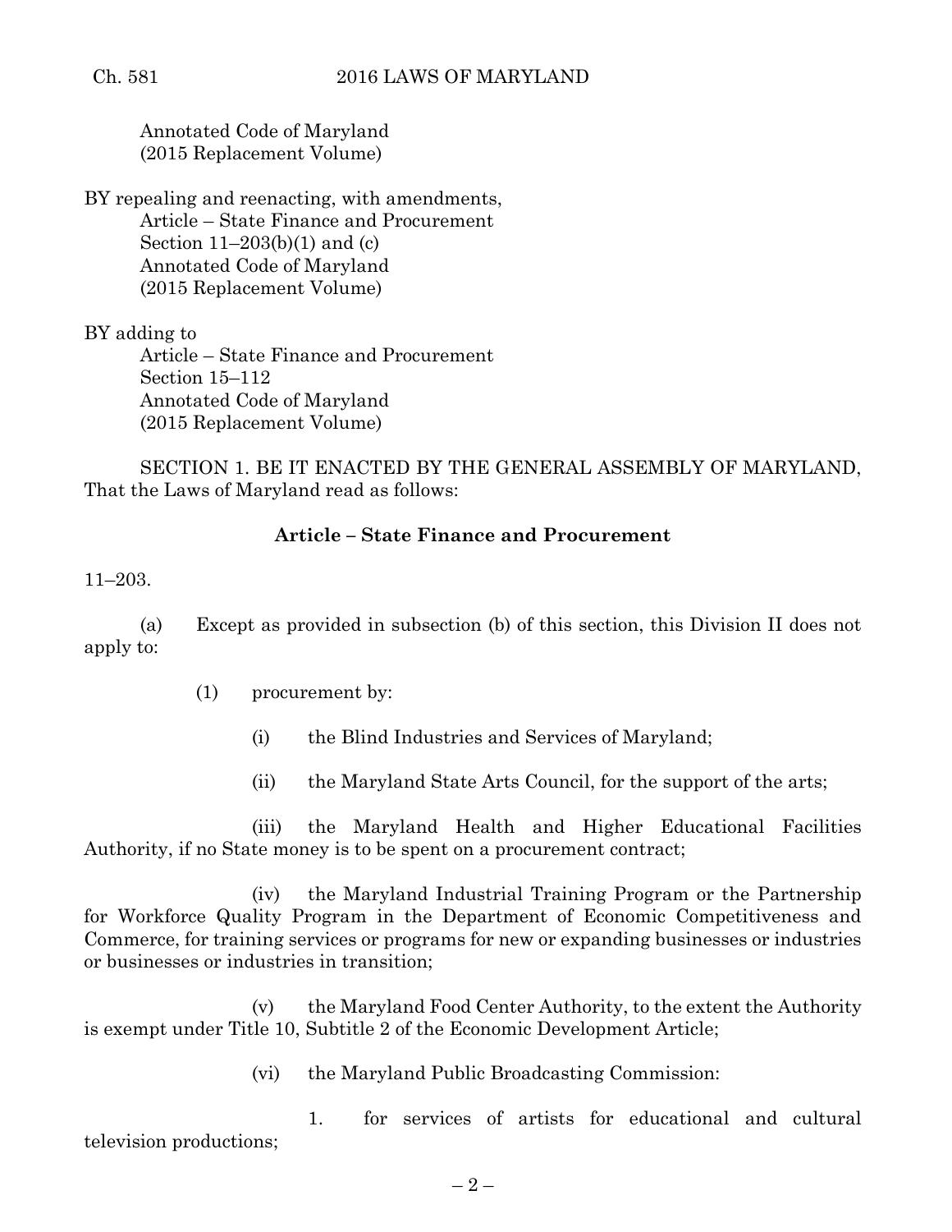Annotated Code of Maryland
(2015 Replacement Volume)

BY repealing and reenacting, with amendments,
Article – State Finance and Procurement
Section 11–203(b)(1) and (c)
Annotated Code of Maryland
(2015 Replacement Volume)

BY adding to
Article – State Finance and Procurement
Section 15–112
Annotated Code of Maryland
(2015 Replacement Volume)

SECTION 1. BE IT ENACTED BY THE GENERAL ASSEMBLY OF MARYLAND, That the Laws of Maryland read as follows:

**Article – State Finance and Procurement**

11–203.

(a) Except as provided in subsection (b) of this section, this Division II does not apply to:

(1) procurement by:

(i) the Blind Industries and Services of Maryland;

(ii) the Maryland State Arts Council, for the support of the arts;

(iii) the Maryland Health and Higher Educational Facilities Authority, if no State money is to be spent on a procurement contract;

(iv) the Maryland Industrial Training Program or the Partnership for Workforce Quality Program in the Department of Economic Competitiveness and Commerce, for training services or programs for new or expanding businesses or industries or businesses or industries in transition;

(v) the Maryland Food Center Authority, to the extent the Authority is exempt under Title 10, Subtitle 2 of the Economic Development Article;

(vi) the Maryland Public Broadcasting Commission:

1. for services of artists for educational and cultural television productions;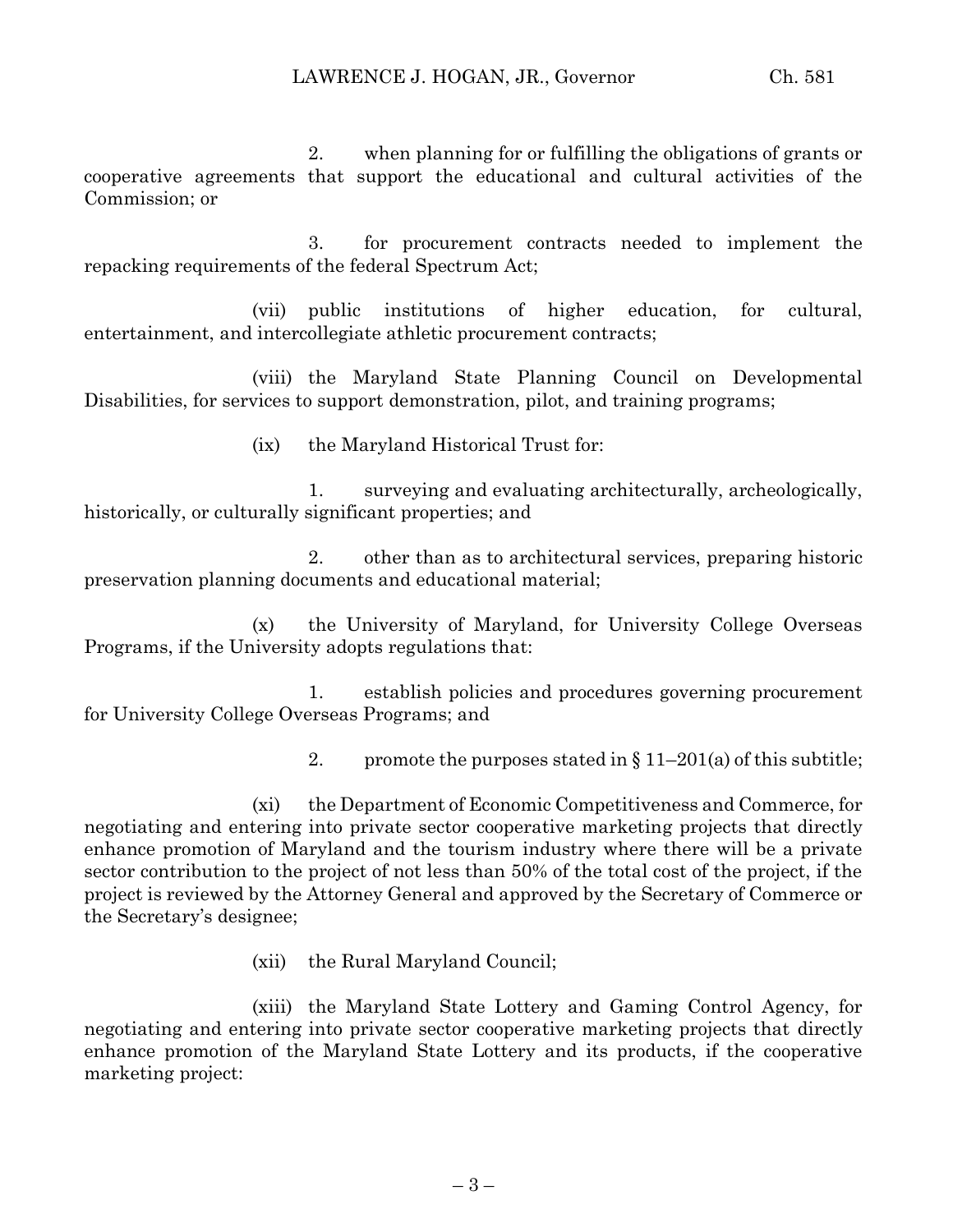2. when planning for or fulfilling the obligations of grants or cooperative agreements that support the educational and cultural activities of the Commission; or

3. for procurement contracts needed to implement the repacking requirements of the federal Spectrum Act;

(vii) public institutions of higher education, for cultural, entertainment, and intercollegiate athletic procurement contracts;

(viii) the Maryland State Planning Council on Developmental Disabilities, for services to support demonstration, pilot, and training programs;

(ix) the Maryland Historical Trust for:

1. surveying and evaluating architecturally, archeologically, historically, or culturally significant properties; and

2. other than as to architectural services, preparing historic preservation planning documents and educational material;

(x) the University of Maryland, for University College Overseas Programs, if the University adopts regulations that:

1. establish policies and procedures governing procurement for University College Overseas Programs; and

2. promote the purposes stated in § 11–201(a) of this subtitle;

(xi) the Department of Economic Competitiveness and Commerce, for negotiating and entering into private sector cooperative marketing projects that directly enhance promotion of Maryland and the tourism industry where there will be a private sector contribution to the project of not less than 50% of the total cost of the project, if the project is reviewed by the Attorney General and approved by the Secretary of Commerce or the Secretary's designee;

(xii) the Rural Maryland Council;

(xiii) the Maryland State Lottery and Gaming Control Agency, for negotiating and entering into private sector cooperative marketing projects that directly enhance promotion of the Maryland State Lottery and its products, if the cooperative marketing project: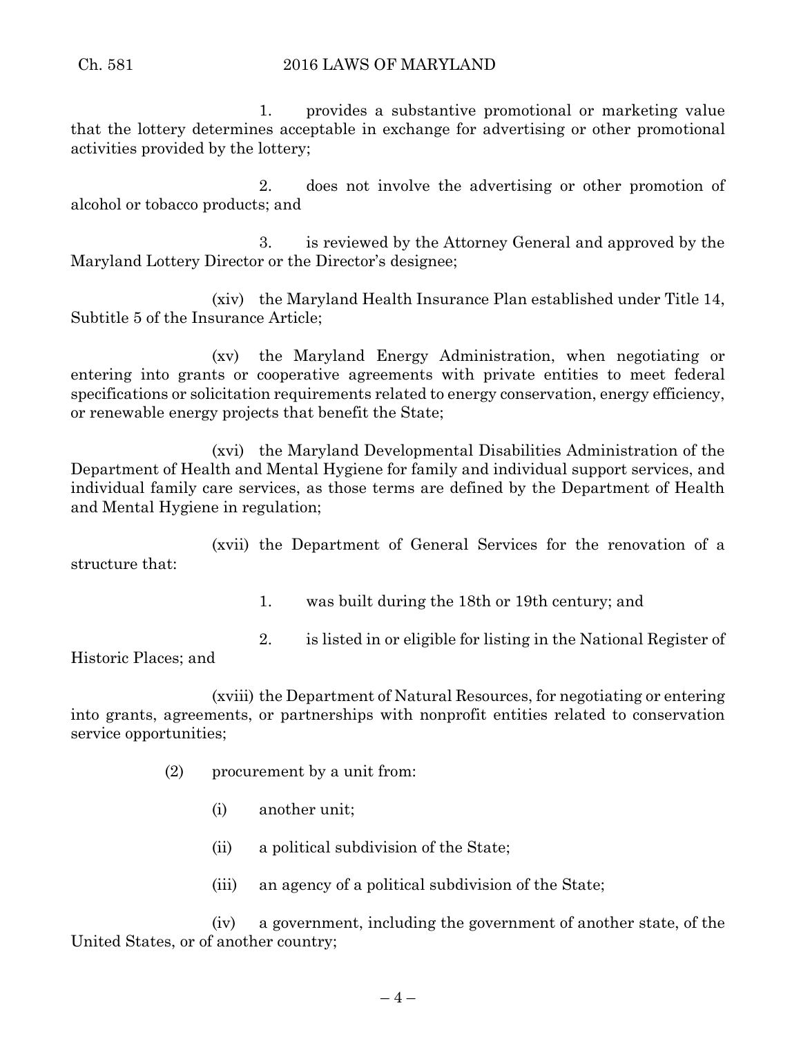1. provides a substantive promotional or marketing value that the lottery determines acceptable in exchange for advertising or other promotional activities provided by the lottery;

2. does not involve the advertising or other promotion of alcohol or tobacco products; and

3. is reviewed by the Attorney General and approved by the Maryland Lottery Director or the Director's designee;

(xiv) the Maryland Health Insurance Plan established under Title 14, Subtitle 5 of the Insurance Article;

(xv) the Maryland Energy Administration, when negotiating or entering into grants or cooperative agreements with private entities to meet federal specifications or solicitation requirements related to energy conservation, energy efficiency, or renewable energy projects that benefit the State;

(xvi) the Maryland Developmental Disabilities Administration of the Department of Health and Mental Hygiene for family and individual support services, and individual family care services, as those terms are defined by the Department of Health and Mental Hygiene in regulation;

(xvii) the Department of General Services for the renovation of a structure that:

1. was built during the 18th or 19th century; and

2. is listed in or eligible for listing in the National Register of Historic Places; and

(xviii) the Department of Natural Resources, for negotiating or entering into grants, agreements, or partnerships with nonprofit entities related to conservation service opportunities;

(2) procurement by a unit from:

(i) another unit;

(ii) a political subdivision of the State;

(iii) an agency of a political subdivision of the State;

(iv) a government, including the government of another state, of the United States, or of another country;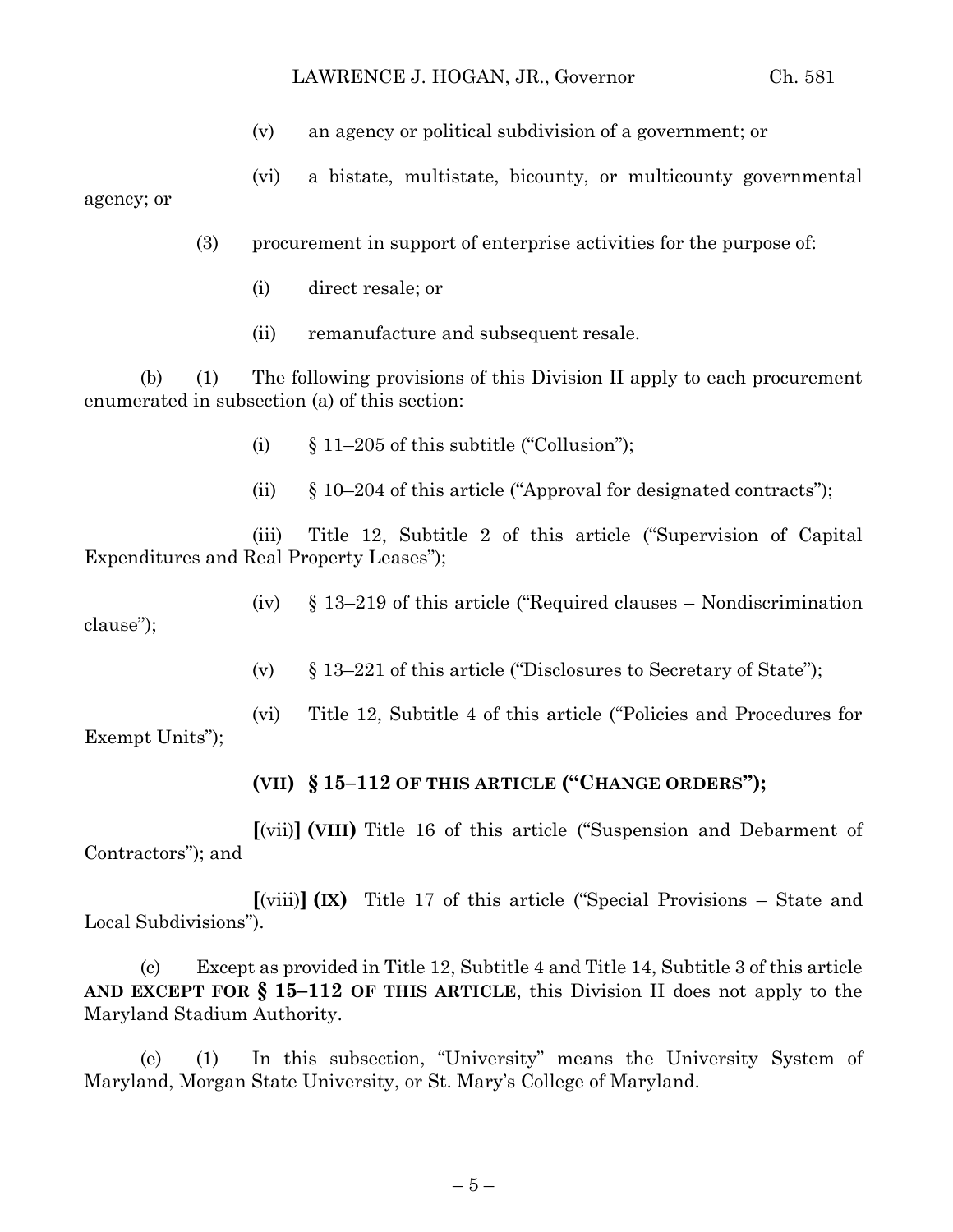(v) an agency or political subdivision of a government; or

(vi) a bistate, multistate, bicounty, or multicounty governmental agency; or

(3) procurement in support of enterprise activities for the purpose of:

(i) direct resale; or

(ii) remanufacture and subsequent resale.

(b) (1) The following provisions of this Division II apply to each procurement enumerated in subsection (a) of this section:

(i) § 11–205 of this subtitle ("Collusion");

(ii) § 10–204 of this article ("Approval for designated contracts");

(iii) Title 12, Subtitle 2 of this article ("Supervision of Capital Expenditures and Real Property Leases");

(iv) § 13–219 of this article ("Required clauses – Nondiscrimination clause");

(v) § 13–221 of this article ("Disclosures to Secretary of State");

(vi) Title 12, Subtitle 4 of this article ("Policies and Procedures for Exempt Units");

**(VII) § 15–112 OF THIS ARTICLE ("CHANGE ORDERS");**

**[**(vii)**] (VIII)** Title 16 of this article ("Suspension and Debarment of Contractors"); and

**[**(viii)**] (IX)** Title 17 of this article ("Special Provisions – State and Local Subdivisions").

(c) Except as provided in Title 12, Subtitle 4 and Title 14, Subtitle 3 of this article **AND EXCEPT FOR § 15–112 OF THIS ARTICLE**, this Division II does not apply to the Maryland Stadium Authority.

(e) (1) In this subsection, "University" means the University System of Maryland, Morgan State University, or St. Mary's College of Maryland.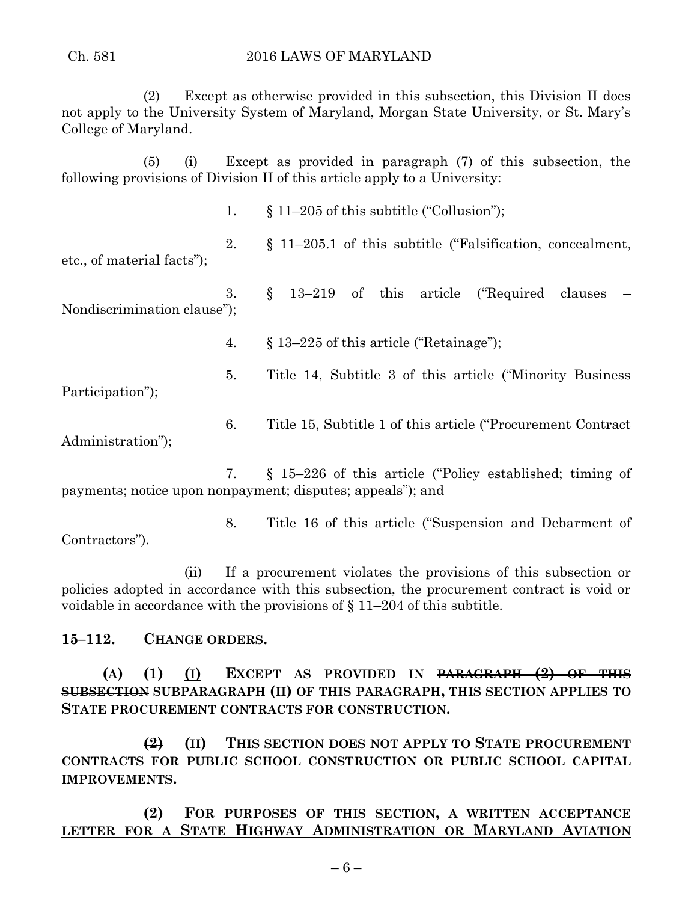(2) Except as otherwise provided in this subsection, this Division II does not apply to the University System of Maryland, Morgan State University, or St. Mary's College of Maryland.

(5) (i) Except as provided in paragraph (7) of this subsection, the following provisions of Division II of this article apply to a University:

1. § 11–205 of this subtitle ("Collusion");

2. § 11–205.1 of this subtitle ("Falsification, concealment, etc., of material facts");

3. § 13–219 of this article ("Required clauses – Nondiscrimination clause");

4. § 13–225 of this article ("Retainage");

5. Title 14, Subtitle 3 of this article ("Minority Business Participation");

6. Title 15, Subtitle 1 of this article ("Procurement Contract Administration");

7. § 15–226 of this article ("Policy established; timing of payments; notice upon nonpayment; disputes; appeals"); and

8. Title 16 of this article ("Suspension and Debarment of Contractors").

(ii) If a procurement violates the provisions of this subsection or policies adopted in accordance with this subsection, the procurement contract is void or voidable in accordance with the provisions of § 11–204 of this subtitle.

**15–112. CHANGE ORDERS.**

**(A) (1)** <u>**(I)**</u> **EXCEPT AS PROVIDED IN ~~PARAGRAPH (2) OF THIS SUBSECTION~~** <u>**SUBPARAGRAPH (II) OF THIS PARAGRAPH**</u>**, THIS SECTION APPLIES TO STATE PROCUREMENT CONTRACTS FOR CONSTRUCTION.**

**~~(2)~~** <u>**(II)**</u> **THIS SECTION DOES NOT APPLY TO STATE PROCUREMENT CONTRACTS FOR PUBLIC SCHOOL CONSTRUCTION OR PUBLIC SCHOOL CAPITAL IMPROVEMENTS.**

<u>**(2) FOR PURPOSES OF THIS SECTION, A WRITTEN ACCEPTANCE LETTER FOR A STATE HIGHWAY ADMINISTRATION OR MARYLAND AVIATION**</u>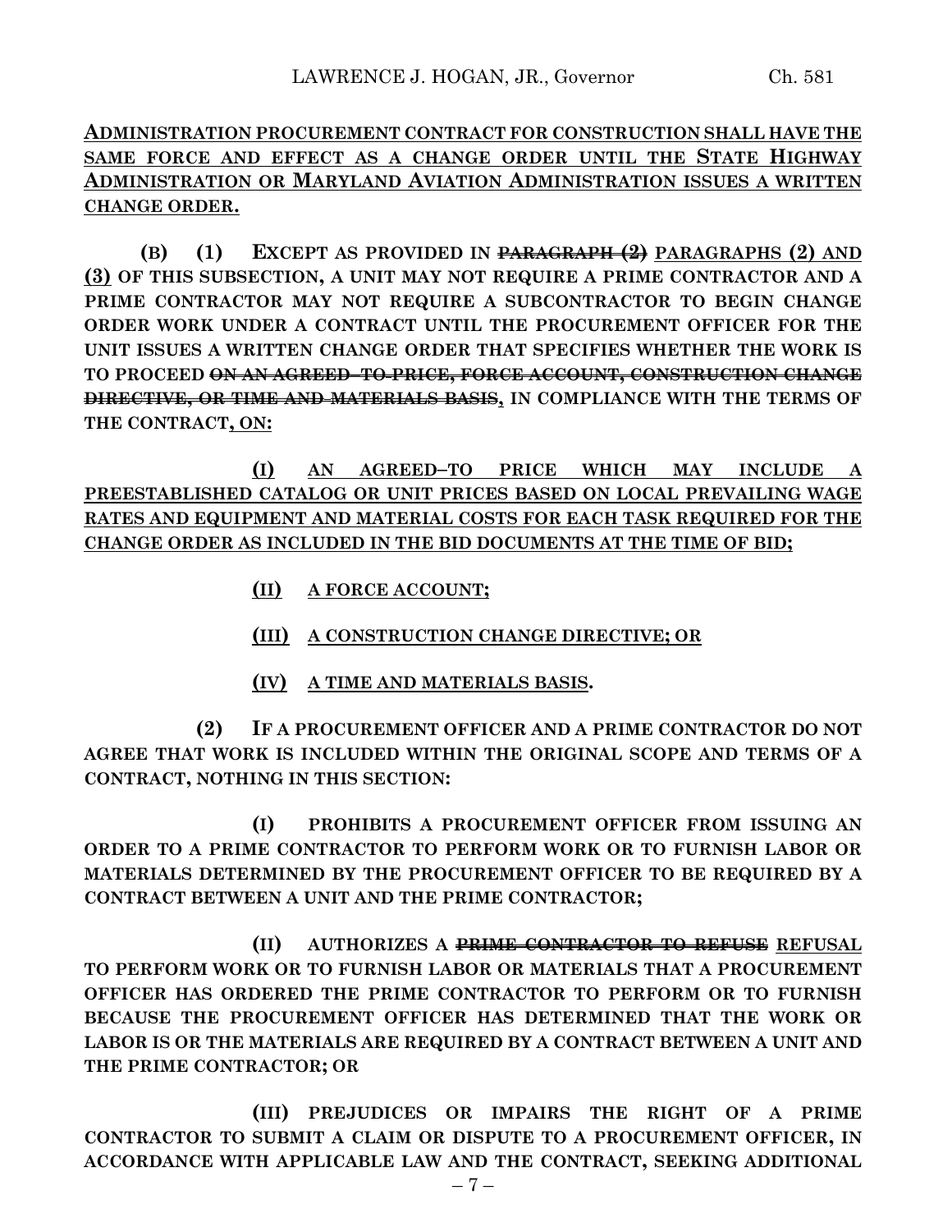**ADMINISTRATION PROCUREMENT CONTRACT FOR CONSTRUCTION SHALL HAVE THE SAME FORCE AND EFFECT AS A CHANGE ORDER UNTIL THE STATE HIGHWAY ADMINISTRATION OR MARYLAND AVIATION ADMINISTRATION ISSUES A WRITTEN CHANGE ORDER.**

**(B) (1) EXCEPT AS PROVIDED IN ~~PARAGRAPH (2)~~ PARAGRAPHS (2) AND (3) OF THIS SUBSECTION, A UNIT MAY NOT REQUIRE A PRIME CONTRACTOR AND A PRIME CONTRACTOR MAY NOT REQUIRE A SUBCONTRACTOR TO BEGIN CHANGE ORDER WORK UNDER A CONTRACT UNTIL THE PROCUREMENT OFFICER FOR THE UNIT ISSUES A WRITTEN CHANGE ORDER THAT SPECIFIES WHETHER THE WORK IS TO PROCEED ~~ON AN AGREED–TO PRICE, FORCE ACCOUNT, CONSTRUCTION CHANGE DIRECTIVE, OR TIME AND MATERIALS BASIS~~, IN COMPLIANCE WITH THE TERMS OF THE CONTRACT, ON:**

**(I) AN AGREED–TO PRICE WHICH MAY INCLUDE A PREESTABLISHED CATALOG OR UNIT PRICES BASED ON LOCAL PREVAILING WAGE RATES AND EQUIPMENT AND MATERIAL COSTS FOR EACH TASK REQUIRED FOR THE CHANGE ORDER AS INCLUDED IN THE BID DOCUMENTS AT THE TIME OF BID;**

**(II) A FORCE ACCOUNT;**

**(III) A CONSTRUCTION CHANGE DIRECTIVE; OR**

**(IV) A TIME AND MATERIALS BASIS.**

**(2) IF A PROCUREMENT OFFICER AND A PRIME CONTRACTOR DO NOT AGREE THAT WORK IS INCLUDED WITHIN THE ORIGINAL SCOPE AND TERMS OF A CONTRACT, NOTHING IN THIS SECTION:**

**(I) PROHIBITS A PROCUREMENT OFFICER FROM ISSUING AN ORDER TO A PRIME CONTRACTOR TO PERFORM WORK OR TO FURNISH LABOR OR MATERIALS DETERMINED BY THE PROCUREMENT OFFICER TO BE REQUIRED BY A CONTRACT BETWEEN A UNIT AND THE PRIME CONTRACTOR;**

**(II) AUTHORIZES A ~~PRIME CONTRACTOR TO REFUSE~~ REFUSAL TO PERFORM WORK OR TO FURNISH LABOR OR MATERIALS THAT A PROCUREMENT OFFICER HAS ORDERED THE PRIME CONTRACTOR TO PERFORM OR TO FURNISH BECAUSE THE PROCUREMENT OFFICER HAS DETERMINED THAT THE WORK OR LABOR IS OR THE MATERIALS ARE REQUIRED BY A CONTRACT BETWEEN A UNIT AND THE PRIME CONTRACTOR; OR**

**(III) PREJUDICES OR IMPAIRS THE RIGHT OF A PRIME CONTRACTOR TO SUBMIT A CLAIM OR DISPUTE TO A PROCUREMENT OFFICER, IN ACCORDANCE WITH APPLICABLE LAW AND THE CONTRACT, SEEKING ADDITIONAL**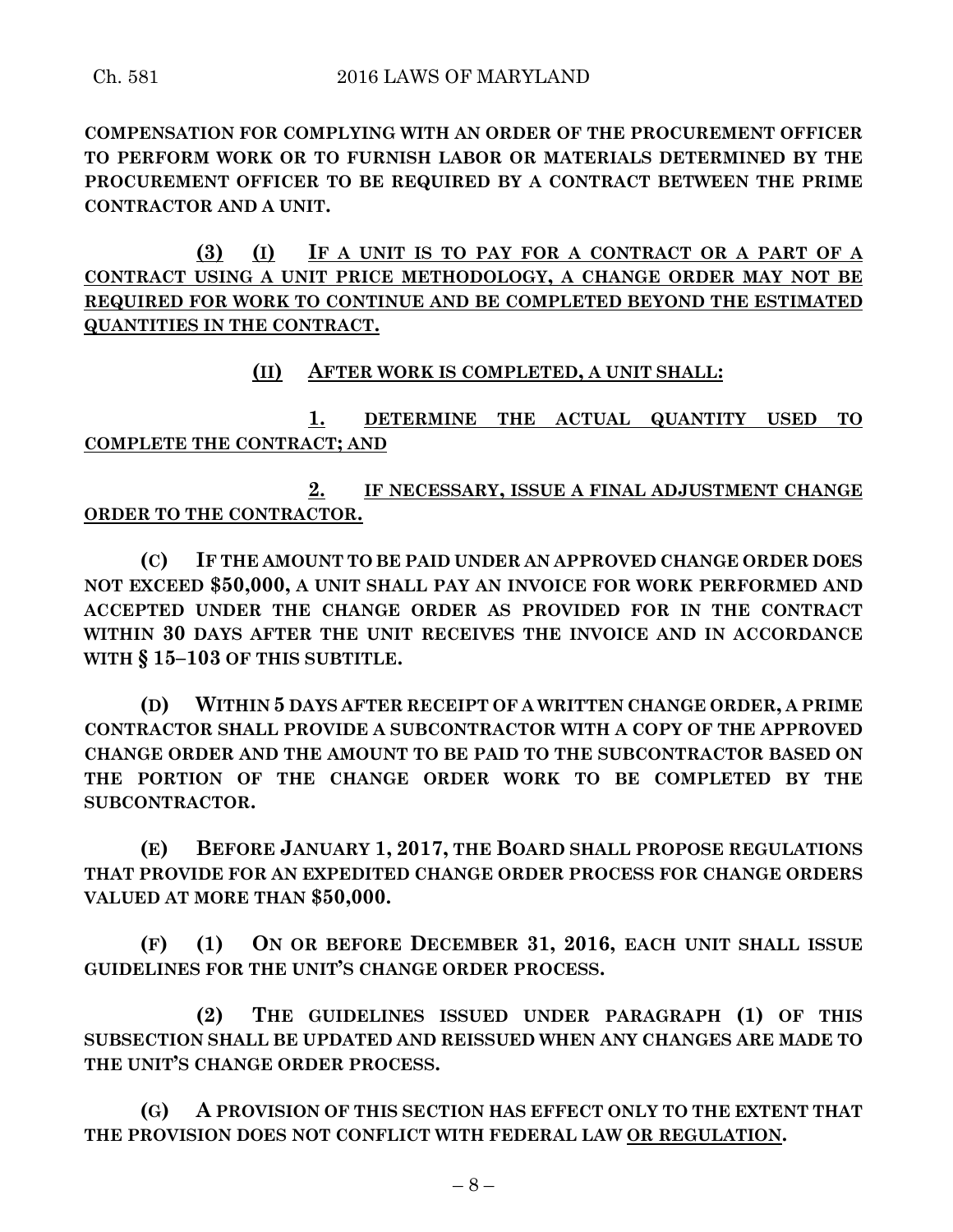**COMPENSATION FOR COMPLYING WITH AN ORDER OF THE PROCUREMENT OFFICER TO PERFORM WORK OR TO FURNISH LABOR OR MATERIALS DETERMINED BY THE PROCUREMENT OFFICER TO BE REQUIRED BY A CONTRACT BETWEEN THE PRIME CONTRACTOR AND A UNIT.**

<u>**(3) (I) IF A UNIT IS TO PAY FOR A CONTRACT OR A PART OF A CONTRACT USING A UNIT PRICE METHODOLOGY, A CHANGE ORDER MAY NOT BE REQUIRED FOR WORK TO CONTINUE AND BE COMPLETED BEYOND THE ESTIMATED QUANTITIES IN THE CONTRACT.**</u>

<u>**(II) AFTER WORK IS COMPLETED, A UNIT SHALL:**</u>

<u>**1. DETERMINE THE ACTUAL QUANTITY USED TO COMPLETE THE CONTRACT; AND**</u>

<u>**2. IF NECESSARY, ISSUE A FINAL ADJUSTMENT CHANGE ORDER TO THE CONTRACTOR.**</u>

**(C) IF THE AMOUNT TO BE PAID UNDER AN APPROVED CHANGE ORDER DOES NOT EXCEED $50,000, A UNIT SHALL PAY AN INVOICE FOR WORK PERFORMED AND ACCEPTED UNDER THE CHANGE ORDER AS PROVIDED FOR IN THE CONTRACT WITHIN 30 DAYS AFTER THE UNIT RECEIVES THE INVOICE AND IN ACCORDANCE WITH § 15–103 OF THIS SUBTITLE.**

**(D) WITHIN 5 DAYS AFTER RECEIPT OF A WRITTEN CHANGE ORDER, A PRIME CONTRACTOR SHALL PROVIDE A SUBCONTRACTOR WITH A COPY OF THE APPROVED CHANGE ORDER AND THE AMOUNT TO BE PAID TO THE SUBCONTRACTOR BASED ON THE PORTION OF THE CHANGE ORDER WORK TO BE COMPLETED BY THE SUBCONTRACTOR.**

**(E) BEFORE JANUARY 1, 2017, THE BOARD SHALL PROPOSE REGULATIONS THAT PROVIDE FOR AN EXPEDITED CHANGE ORDER PROCESS FOR CHANGE ORDERS VALUED AT MORE THAN $50,000.**

**(F) (1) ON OR BEFORE DECEMBER 31, 2016, EACH UNIT SHALL ISSUE GUIDELINES FOR THE UNIT'S CHANGE ORDER PROCESS.**

**(2) THE GUIDELINES ISSUED UNDER PARAGRAPH (1) OF THIS SUBSECTION SHALL BE UPDATED AND REISSUED WHEN ANY CHANGES ARE MADE TO THE UNIT'S CHANGE ORDER PROCESS.**

**(G) A PROVISION OF THIS SECTION HAS EFFECT ONLY TO THE EXTENT THAT THE PROVISION DOES NOT CONFLICT WITH FEDERAL LAW <u>OR REGULATION</u>.**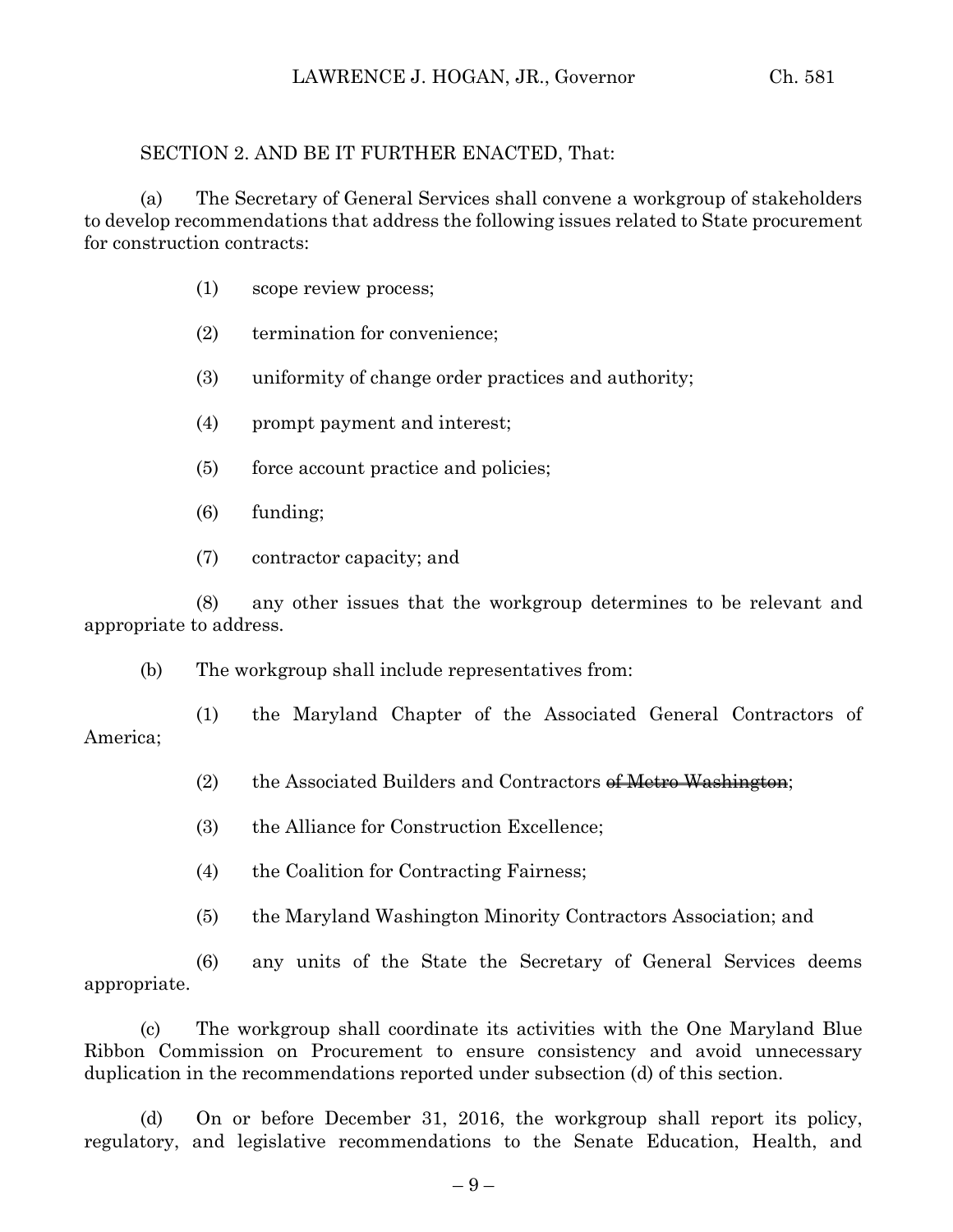SECTION 2. AND BE IT FURTHER ENACTED, That:

(a) The Secretary of General Services shall convene a workgroup of stakeholders to develop recommendations that address the following issues related to State procurement for construction contracts:

(1) scope review process;

(2) termination for convenience;

(3) uniformity of change order practices and authority;

(4) prompt payment and interest;

(5) force account practice and policies;

(6) funding;

(7) contractor capacity; and

(8) any other issues that the workgroup determines to be relevant and appropriate to address.

(b) The workgroup shall include representatives from:

(1) the Maryland Chapter of the Associated General Contractors of America;

(2) the Associated Builders and Contractors ~~of Metro Washington~~;

(3) the Alliance for Construction Excellence;

(4) the Coalition for Contracting Fairness;

(5) the Maryland Washington Minority Contractors Association; and

(6) any units of the State the Secretary of General Services deems appropriate.

(c) The workgroup shall coordinate its activities with the One Maryland Blue Ribbon Commission on Procurement to ensure consistency and avoid unnecessary duplication in the recommendations reported under subsection (d) of this section.

(d) On or before December 31, 2016, the workgroup shall report its policy, regulatory, and legislative recommendations to the Senate Education, Health, and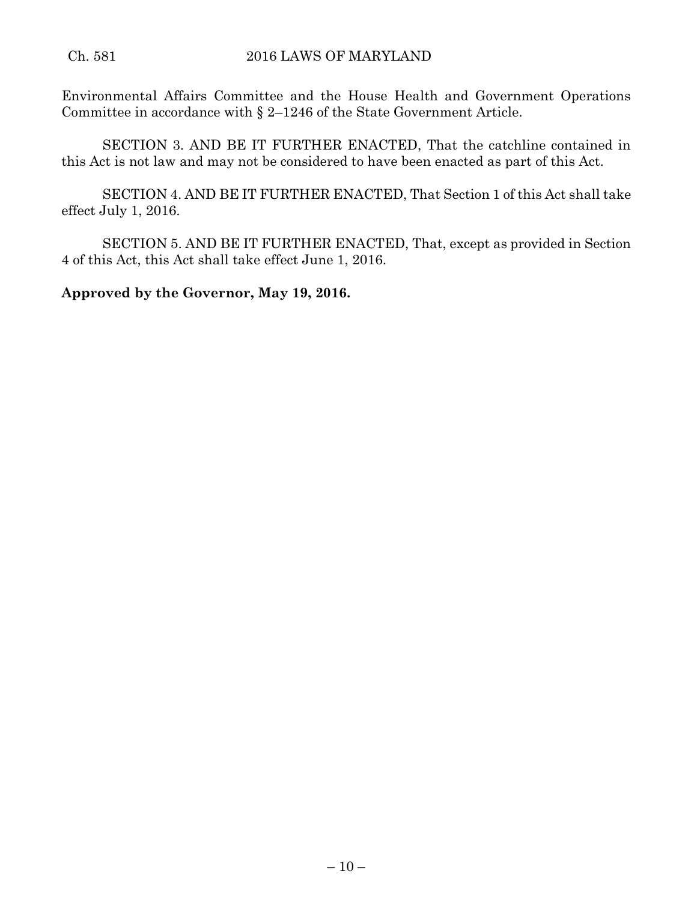Environmental Affairs Committee and the House Health and Government Operations Committee in accordance with § 2–1246 of the State Government Article.

SECTION 3. AND BE IT FURTHER ENACTED, That the catchline contained in this Act is not law and may not be considered to have been enacted as part of this Act.

SECTION 4. AND BE IT FURTHER ENACTED, That Section 1 of this Act shall take effect July 1, 2016.

SECTION 5. AND BE IT FURTHER ENACTED, That, except as provided in Section 4 of this Act, this Act shall take effect June 1, 2016.

**Approved by the Governor, May 19, 2016.**